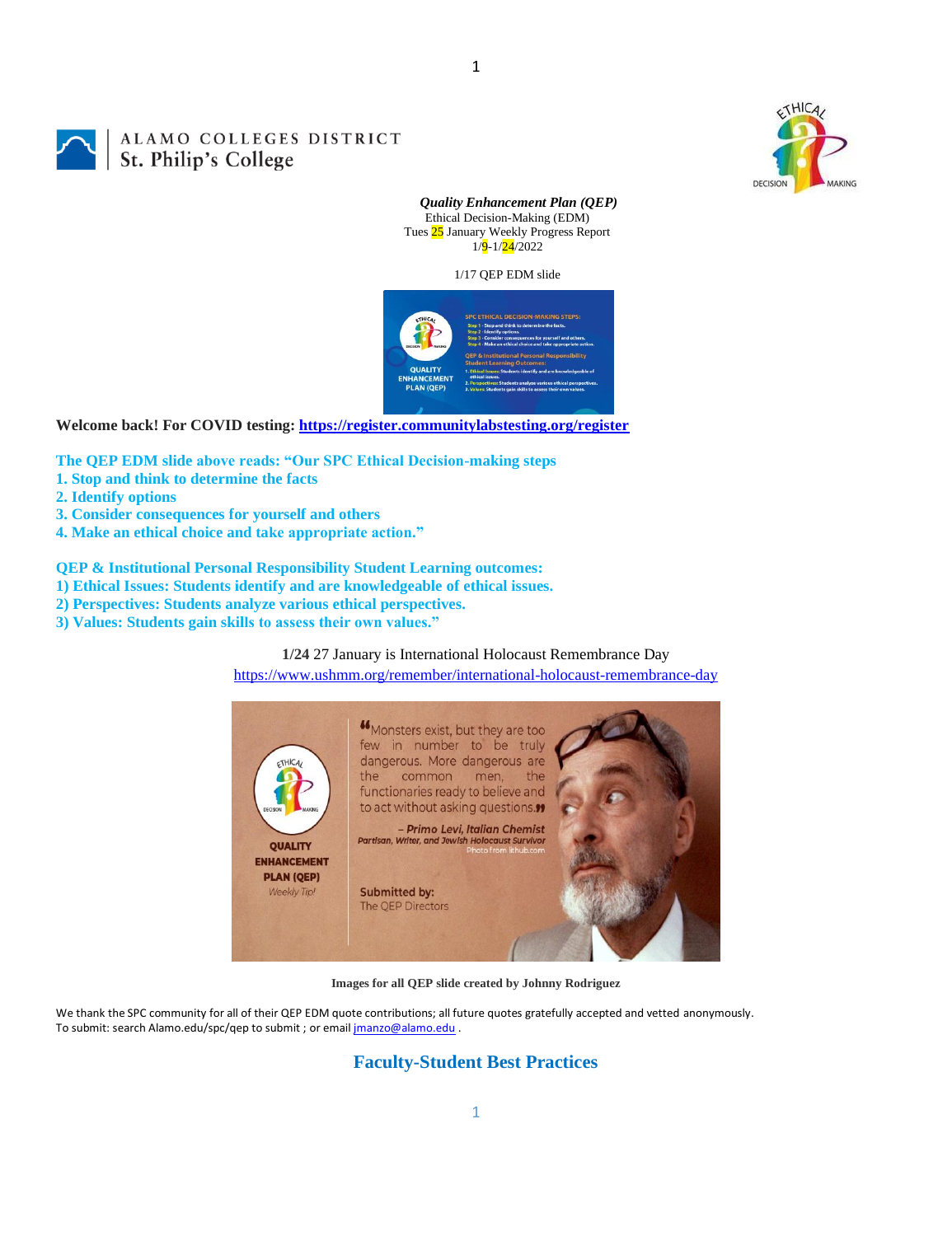ALAMO COLLEGES DISTRICT
St. Philip's College

***Quality Enhancement Plan (QEP)***
Ethical Decision-Making (EDM)
Tues 25 January Weekly Progress Report
1/9-1/24/2022

1/17 QEP EDM slide

**Welcome back! For COVID testing: [https://register.communitylabstesting.org/register](https://register.communitylabstesting.org/register)**

**The QEP EDM slide above reads: "Our SPC Ethical Decision-making steps**
**1. Stop and think to determine the facts**
**2. Identify options**
**3. Consider consequences for yourself and others**
**4. Make an ethical choice and take appropriate action."**

**QEP & Institutional Personal Responsibility Student Learning outcomes:**
**1) Ethical Issues: Students identify and are knowledgeable of ethical issues.**
**2) Perspectives: Students analyze various ethical perspectives.**
**3) Values: Students gain skills to assess their own values."**

**1/24** 27 January is International Holocaust Remembrance Day
[https://www.ushmm.org/remember/international-holocaust-remembrance-day](https://www.ushmm.org/remember/international-holocaust-remembrance-day)

**Images for all QEP slide created by Johnny Rodriguez**

We thank the SPC community for all of their QEP EDM quote contributions; all future quotes gratefully accepted and vetted anonymously.
To submit: search Alamo.edu/spc/qep to submit ; or email [jmanzo@alamo.edu](mailto:jmanzo@alamo.edu) .

## Faculty-Student Best Practices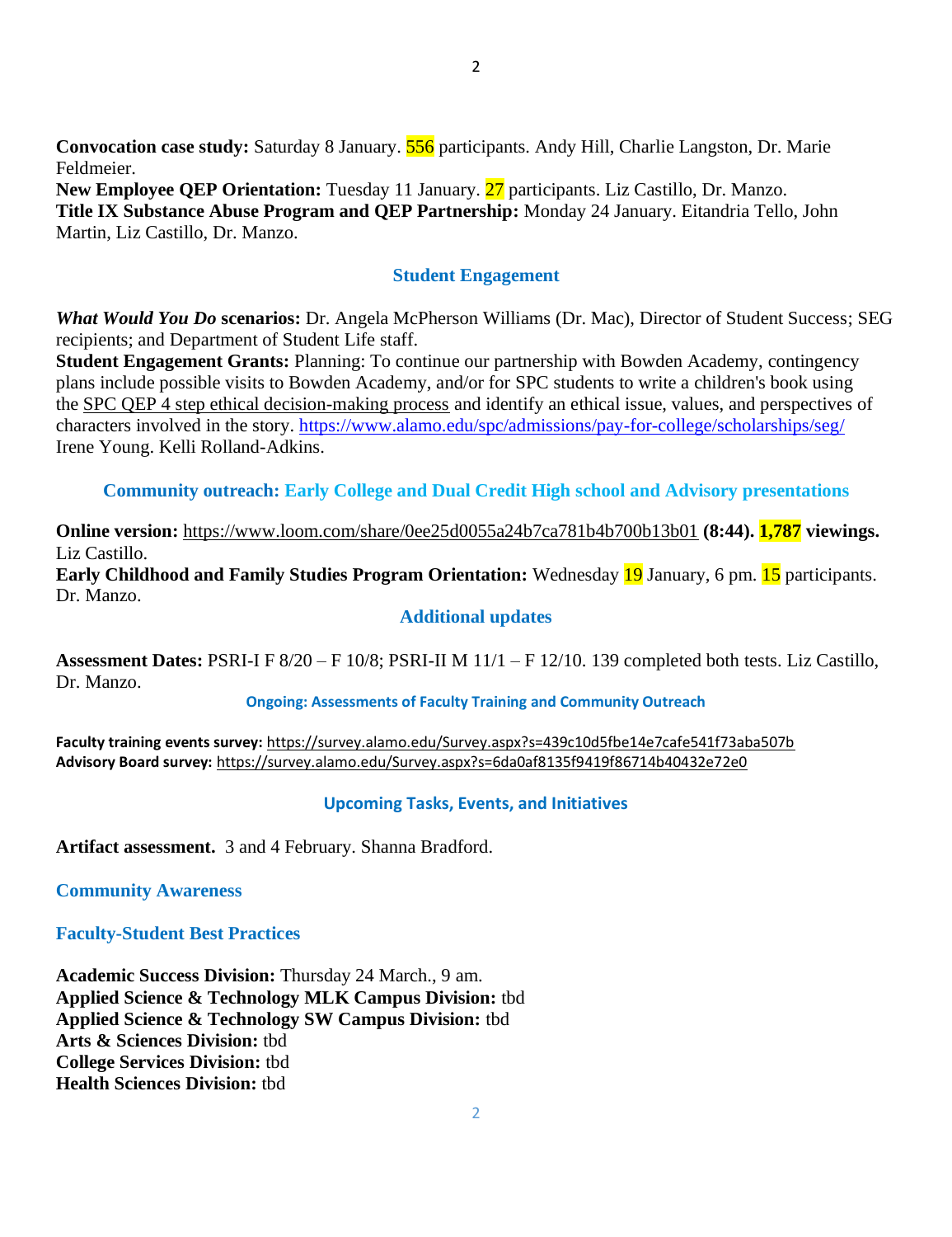**Convocation case study:** Saturday 8 January. 556 participants. Andy Hill, Charlie Langston, Dr. Marie Feldmeier.
**New Employee QEP Orientation:** Tuesday 11 January. 27 participants. Liz Castillo, Dr. Manzo.
**Title IX Substance Abuse Program and QEP Partnership:** Monday 24 January. Eitandria Tello, John Martin, Liz Castillo, Dr. Manzo.

## Student Engagement

***What Would You Do* scenarios:** Dr. Angela McPherson Williams (Dr. Mac), Director of Student Success; SEG recipients; and Department of Student Life staff.
**Student Engagement Grants:** Planning: To continue our partnership with Bowden Academy, contingency plans include possible visits to Bowden Academy, and/or for SPC students to write a children's book using the SPC QEP 4 step ethical decision-making process and identify an ethical issue, values, and perspectives of characters involved in the story. https://www.alamo.edu/spc/admissions/pay-for-college/scholarships/seg/ Irene Young. Kelli Rolland-Adkins.

## Community outreach: Early College and Dual Credit High school and Advisory presentations

**Online version:** https://www.loom.com/share/0ee25d0055a24b7ca781b4b700b13b01 **(8:44). 1,787 viewings.** Liz Castillo.
**Early Childhood and Family Studies Program Orientation:** Wednesday 19 January, 6 pm. 15 participants. Dr. Manzo.

## Additional updates

**Assessment Dates:** PSRI-I F 8/20 – F 10/8; PSRI-II M 11/1 – F 12/10. 139 completed both tests. Liz Castillo, Dr. Manzo.

### Ongoing: Assessments of Faculty Training and Community Outreach

**Faculty training events survey:** https://survey.alamo.edu/Survey.aspx?s=439c10d5fbe14e7cafe541f73aba507b
**Advisory Board survey:** https://survey.alamo.edu/Survey.aspx?s=6da0af8135f9419f86714b40432e72e0

## Upcoming Tasks, Events, and Initiatives

**Artifact assessment.** 3 and 4 February. Shanna Bradford.

### Community Awareness

### Faculty-Student Best Practices

**Academic Success Division:** Thursday 24 March., 9 am.
**Applied Science & Technology MLK Campus Division:** tbd
**Applied Science & Technology SW Campus Division:** tbd
**Arts & Sciences Division:** tbd
**College Services Division:** tbd
**Health Sciences Division:** tbd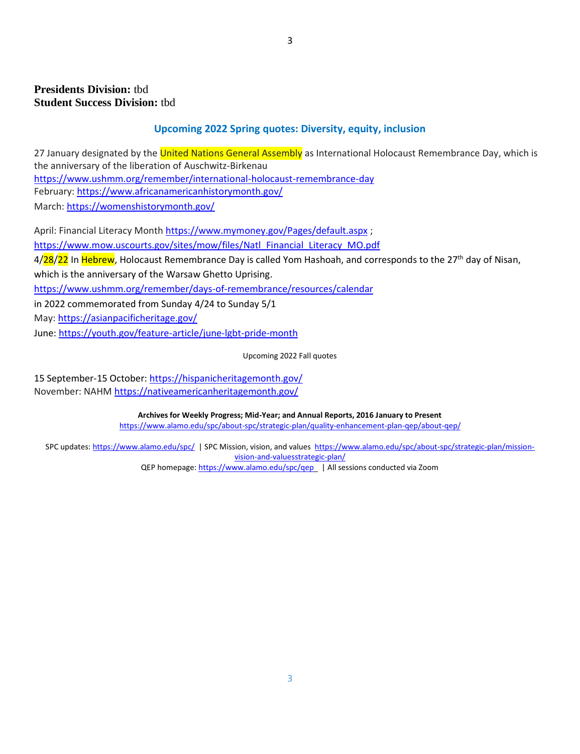**Presidents Division:** tbd
**Student Success Division:** tbd

## Upcoming 2022 Spring quotes: Diversity, equity, inclusion

27 January designated by the United Nations General Assembly as International Holocaust Remembrance Day, which is the anniversary of the liberation of Auschwitz-Birkenau
https://www.ushmm.org/remember/international-holocaust-remembrance-day
February: https://www.africanamericanhistorymonth.gov/
March: https://womenshistorymonth.gov/

April: Financial Literacy Month https://www.mymoney.gov/Pages/default.aspx ;
https://www.mow.uscourts.gov/sites/mow/files/Natl_Financial_Literacy_MO.pdf
4/28/22 In Hebrew, Holocaust Remembrance Day is called Yom Hashoah, and corresponds to the 27th day of Nisan, which is the anniversary of the Warsaw Ghetto Uprising.
https://www.ushmm.org/remember/days-of-remembrance/resources/calendar
in 2022 commemorated from Sunday 4/24 to Sunday 5/1
May: https://asianpacificheritage.gov/
June: https://youth.gov/feature-article/june-lgbt-pride-month

Upcoming 2022 Fall quotes

15 September-15 October: https://hispanicheritagemonth.gov/
November: NAHM https://nativeamericanheritagemonth.gov/

**Archives for Weekly Progress; Mid-Year; and Annual Reports, 2016 January to Present**
https://www.alamo.edu/spc/about-spc/strategic-plan/quality-enhancement-plan-qep/about-qep/

SPC updates: https://www.alamo.edu/spc/ | SPC Mission, vision, and values https://www.alamo.edu/spc/about-spc/strategic-plan/mission-vision-and-valuesstrategic-plan/
QEP homepage: https://www.alamo.edu/spc/qep | All sessions conducted via Zoom